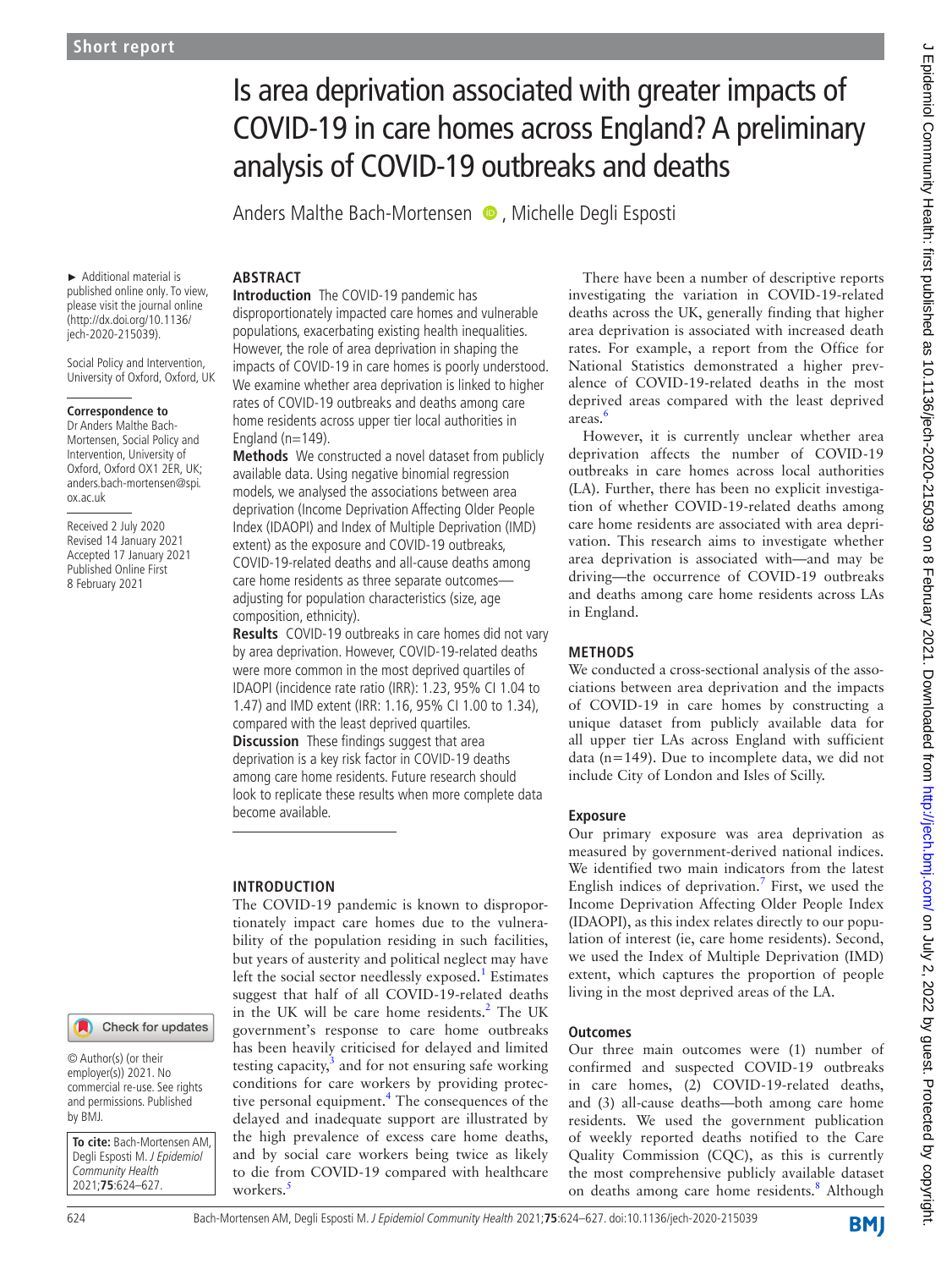Short report

# Is area deprivation associated with greater impacts of COVID-19 in care homes across England? A preliminary analysis of COVID-19 outbreaks and deaths

Anders Malthe Bach-Mortensen, Michelle Degli Esposti

► Additional material is published online only. To view, please visit the journal online (http://dx.doi.org/10.1136/jech-2020-215039).

Social Policy and Intervention, University of Oxford, Oxford, UK

**Correspondence to**
Dr Anders Malthe Bach-Mortensen, Social Policy and Intervention, University of Oxford, Oxford OX1 2ER, UK; anders.bach-mortensen@spi.ox.ac.uk

Received 2 July 2020
Revised 14 January 2021
Accepted 17 January 2021
Published Online First 8 February 2021

© Author(s) (or their employer(s)) 2021. No commercial re-use. See rights and permissions. Published by BMJ.

**To cite:** Bach-Mortensen AM, Degli Esposti M. *J Epidemiol Community Health* 2021;**75**:624–627.

## ABSTRACT

**Introduction** The COVID-19 pandemic has disproportionately impacted care homes and vulnerable populations, exacerbating existing health inequalities. However, the role of area deprivation in shaping the impacts of COVID-19 in care homes is poorly understood. We examine whether area deprivation is linked to higher rates of COVID-19 outbreaks and deaths among care home residents across upper tier local authorities in England (n=149).

**Methods** We constructed a novel dataset from publicly available data. Using negative binomial regression models, we analysed the associations between area deprivation (Income Deprivation Affecting Older People Index (IDAOPI) and Index of Multiple Deprivation (IMD) extent) as the exposure and COVID-19 outbreaks, COVID-19-related deaths and all-cause deaths among care home residents as three separate outcomes—adjusting for population characteristics (size, age composition, ethnicity).

**Results** COVID-19 outbreaks in care homes did not vary by area deprivation. However, COVID-19-related deaths were more common in the most deprived quartiles of IDAOPI (incidence rate ratio (IRR): 1.23, 95% CI 1.04 to 1.47) and IMD extent (IRR: 1.16, 95% CI 1.00 to 1.34), compared with the least deprived quartiles.

**Discussion** These findings suggest that area deprivation is a key risk factor in COVID-19 deaths among care home residents. Future research should look to replicate these results when more complete data become available.

## INTRODUCTION

The COVID-19 pandemic is known to disproportionately impact care homes due to the vulnerability of the population residing in such facilities, but years of austerity and political neglect may have left the social sector needlessly exposed.[1] Estimates suggest that half of all COVID-19-related deaths in the UK will be care home residents.[2] The UK government's response to care home outbreaks has been heavily criticised for delayed and limited testing capacity,[3] and for not ensuring safe working conditions for care workers by providing protective personal equipment.[4] The consequences of the delayed and inadequate support are illustrated by the high prevalence of excess care home deaths, and by social care workers being twice as likely to die from COVID-19 compared with healthcare workers.[5]

There have been a number of descriptive reports investigating the variation in COVID-19-related deaths across the UK, generally finding that higher area deprivation is associated with increased death rates. For example, a report from the Office for National Statistics demonstrated a higher prevalence of COVID-19-related deaths in the most deprived areas compared with the least deprived areas.[6]

However, it is currently unclear whether area deprivation affects the number of COVID-19 outbreaks in care homes across local authorities (LA). Further, there has been no explicit investigation of whether COVID-19-related deaths among care home residents are associated with area deprivation. This research aims to investigate whether area deprivation is associated with—and may be driving—the occurrence of COVID-19 outbreaks and deaths among care home residents across LAs in England.

## METHODS

We conducted a cross-sectional analysis of the associations between area deprivation and the impacts of COVID-19 in care homes by constructing a unique dataset from publicly available data for all upper tier LAs across England with sufficient data (n=149). Due to incomplete data, we did not include City of London and Isles of Scilly.

### Exposure

Our primary exposure was area deprivation as measured by government-derived national indices. We identified two main indicators from the latest English indices of deprivation.[7] First, we used the Income Deprivation Affecting Older People Index (IDAOPI), as this index relates directly to our population of interest (ie, care home residents). Second, we used the Index of Multiple Deprivation (IMD) extent, which captures the proportion of people living in the most deprived areas of the LA.

### Outcomes

Our three main outcomes were (1) number of confirmed and suspected COVID-19 outbreaks in care homes, (2) COVID-19-related deaths, and (3) all-cause deaths—both among care home residents. We used the government publication of weekly reported deaths notified to the Care Quality Commission (CQC), as this is currently the most comprehensive publicly available dataset on deaths among care home residents.[8] Although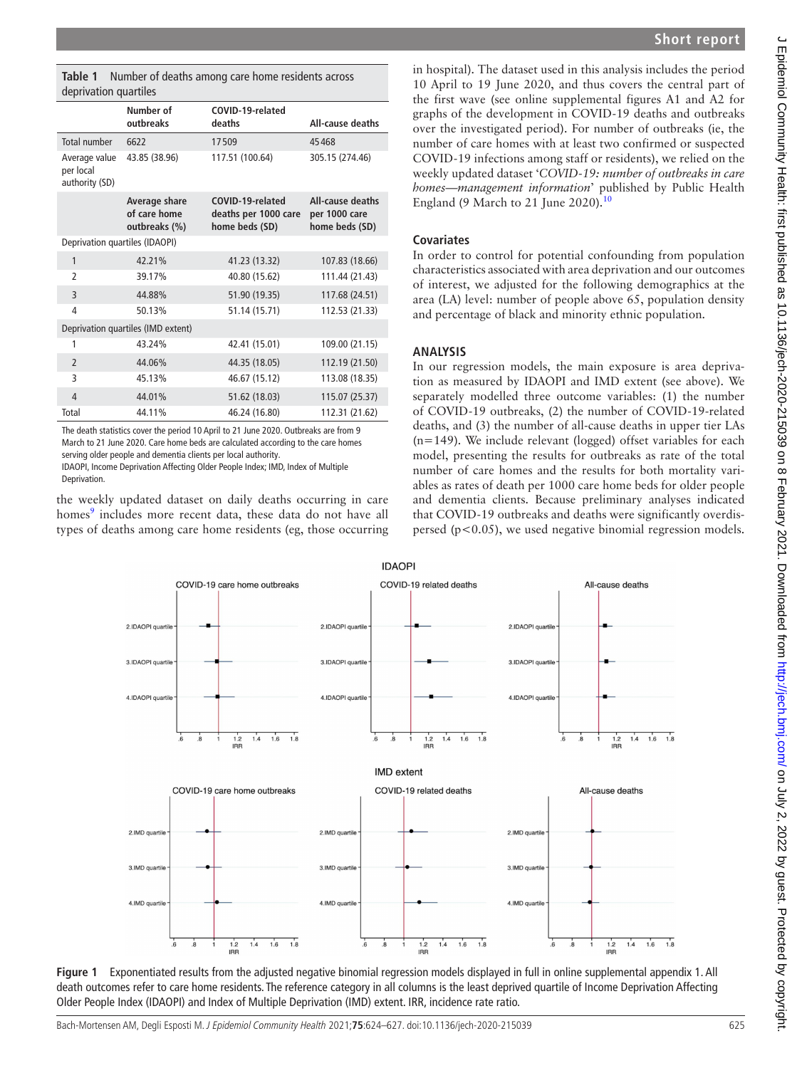**Table 1** Number of deaths among care home residents across deprivation quartiles

| | Number of outbreaks | COVID-19-related deaths | All-cause deaths |
|---|---|---|---|
| Total number | 6622 | 17509 | 45468 |
| Average value per local authority (SD) | 43.85 (38.96) | 117.51 (100.64) | 305.15 (274.46) |
| | **Average share of care home outbreaks (%)** | **COVID-19-related deaths per 1000 care home beds (SD)** | **All-cause deaths per 1000 care home beds (SD)** |
| Deprivation quartiles (IDAOPI) | | | |
| 1 | 42.21% | 41.23 (13.32) | 107.83 (18.66) |
| 2 | 39.17% | 40.80 (15.62) | 111.44 (21.43) |
| 3 | 44.88% | 51.90 (19.35) | 117.68 (24.51) |
| 4 | 50.13% | 51.14 (15.71) | 112.53 (21.33) |
| Deprivation quartiles (IMD extent) | | | |
| 1 | 43.24% | 42.41 (15.01) | 109.00 (21.15) |
| 2 | 44.06% | 44.35 (18.05) | 112.19 (21.50) |
| 3 | 45.13% | 46.67 (15.12) | 113.08 (18.35) |
| 4 | 44.01% | 51.62 (18.03) | 115.07 (25.37) |
| Total | 44.11% | 46.24 (16.80) | 112.31 (21.62) |

The death statistics cover the period 10 April to 21 June 2020. Outbreaks are from 9 March to 21 June 2020. Care home beds are calculated according to the care homes serving older people and dementia clients per local authority.
IDAOPI, Income Deprivation Affecting Older People Index; IMD, Index of Multiple Deprivation.

the weekly updated dataset on daily deaths occurring in care homes[9] includes more recent data, these data do not have all types of deaths among care home residents (eg, those occurring in hospital). The dataset used in this analysis includes the period 10 April to 19 June 2020, and thus covers the central part of the first wave (see online supplemental figures A1 and A2 for graphs of the development in COVID-19 deaths and outbreaks over the investigated period). For number of outbreaks (ie, the number of care homes with at least two confirmed or suspected COVID-19 infections among staff or residents), we relied on the weekly updated dataset '*COVID-19: number of outbreaks in care homes—management information*' published by Public Health England (9 March to 21 June 2020).[10]

### Covariates

In order to control for potential confounding from population characteristics associated with area deprivation and our outcomes of interest, we adjusted for the following demographics at the area (LA) level: number of people above 65, population density and percentage of black and minority ethnic population.

## ANALYSIS

In our regression models, the main exposure is area deprivation as measured by IDAOPI and IMD extent (see above). We separately modelled three outcome variables: (1) the number of COVID-19 outbreaks, (2) the number of COVID-19-related deaths, and (3) the number of all-cause deaths in upper tier LAs (n=149). We include relevant (logged) offset variables for each model, presenting the results for outbreaks as rate of the total number of care homes and the results for both mortality variables as rates of death per 1000 care home beds for older people and dementia clients. Because preliminary analyses indicated that COVID-19 outbreaks and deaths were significantly overdispersed ($p<0.05$), we used negative binomial regression models.

**Figure 1** Exponentiated results from the adjusted negative binomial regression models displayed in full in online supplemental appendix 1. All death outcomes refer to care home residents. The reference category in all columns is the least deprived quartile of Income Deprivation Affecting Older People Index (IDAOPI) and Index of Multiple Deprivation (IMD) extent. IRR, incidence rate ratio.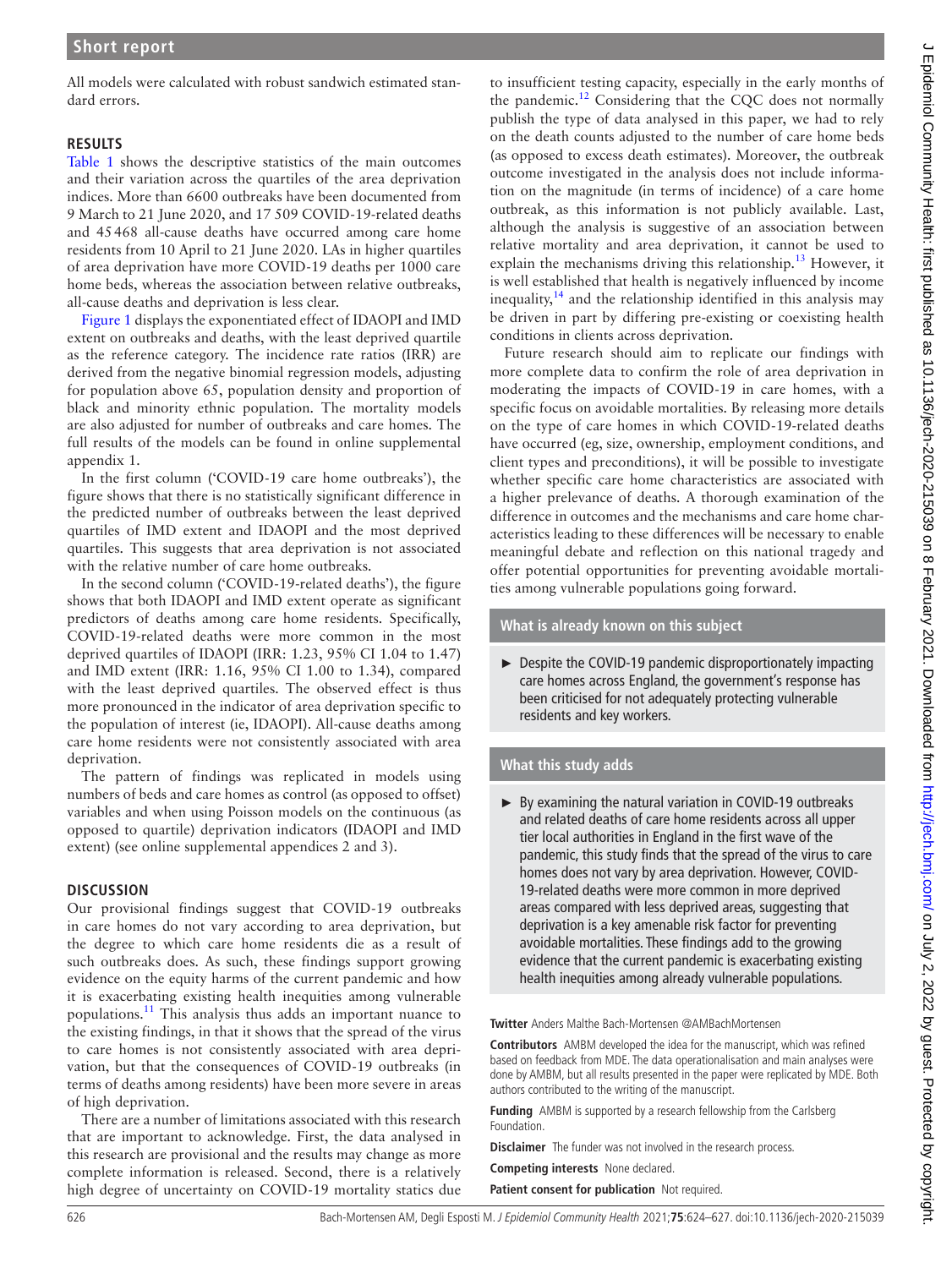All models were calculated with robust sandwich estimated standard errors.

## RESULTS

Table 1 shows the descriptive statistics of the main outcomes and their variation across the quartiles of the area deprivation indices. More than 6600 outbreaks have been documented from 9 March to 21 June 2020, and 17 509 COVID-19-related deaths and 45 468 all-cause deaths have occurred among care home residents from 10 April to 21 June 2020. LAs in higher quartiles of area deprivation have more COVID-19 deaths per 1000 care home beds, whereas the association between relative outbreaks, all-cause deaths and deprivation is less clear.

Figure 1 displays the exponentiated effect of IDAOPI and IMD extent on outbreaks and deaths, with the least deprived quartile as the reference category. The incidence rate ratios (IRR) are derived from the negative binomial regression models, adjusting for population above 65, population density and proportion of black and minority ethnic population. The mortality models are also adjusted for number of outbreaks and care homes. The full results of the models can be found in online supplemental appendix 1.

In the first column ('COVID-19 care home outbreaks'), the figure shows that there is no statistically significant difference in the predicted number of outbreaks between the least deprived quartiles of IMD extent and IDAOPI and the most deprived quartiles. This suggests that area deprivation is not associated with the relative number of care home outbreaks.

In the second column ('COVID-19-related deaths'), the figure shows that both IDAOPI and IMD extent operate as significant predictors of deaths among care home residents. Specifically, COVID-19-related deaths were more common in the most deprived quartiles of IDAOPI (IRR: 1.23, 95% CI 1.04 to 1.47) and IMD extent (IRR: 1.16, 95% CI 1.00 to 1.34), compared with the least deprived quartiles. The observed effect is thus more pronounced in the indicator of area deprivation specific to the population of interest (ie, IDAOPI). All-cause deaths among care home residents were not consistently associated with area deprivation.

The pattern of findings was replicated in models using numbers of beds and care homes as control (as opposed to offset) variables and when using Poisson models on the continuous (as opposed to quartile) deprivation indicators (IDAOPI and IMD extent) (see online supplemental appendices 2 and 3).

## DISCUSSION

Our provisional findings suggest that COVID-19 outbreaks in care homes do not vary according to area deprivation, but the degree to which care home residents die as a result of such outbreaks does. As such, these findings support growing evidence on the equity harms of the current pandemic and how it is exacerbating existing health inequities among vulnerable populations.[11] This analysis thus adds an important nuance to the existing findings, in that it shows that the spread of the virus to care homes is not consistently associated with area deprivation, but that the consequences of COVID-19 outbreaks (in terms of deaths among residents) have been more severe in areas of high deprivation.

There are a number of limitations associated with this research that are important to acknowledge. First, the data analysed in this research are provisional and the results may change as more complete information is released. Second, there is a relatively high degree of uncertainty on COVID-19 mortality statics due to insufficient testing capacity, especially in the early months of the pandemic.[12] Considering that the CQC does not normally publish the type of data analysed in this paper, we had to rely on the death counts adjusted to the number of care home beds (as opposed to excess death estimates). Moreover, the outbreak outcome investigated in the analysis does not include information on the magnitude (in terms of incidence) of a care home outbreak, as this information is not publicly available. Last, although the analysis is suggestive of an association between relative mortality and area deprivation, it cannot be used to explain the mechanisms driving this relationship.[13] However, it is well established that health is negatively influenced by income inequality,[14] and the relationship identified in this analysis may be driven in part by differing pre-existing or coexisting health conditions in clients across deprivation.

Future research should aim to replicate our findings with more complete data to confirm the role of area deprivation in moderating the impacts of COVID-19 in care homes, with a specific focus on avoidable mortalities. By releasing more details on the type of care homes in which COVID-19-related deaths have occurred (eg, size, ownership, employment conditions, and client types and preconditions), it will be possible to investigate whether specific care home characteristics are associated with a higher prelevance of deaths. A thorough examination of the difference in outcomes and the mechanisms and care home characteristics leading to these differences will be necessary to enable meaningful debate and reflection on this national tragedy and offer potential opportunities for preventing avoidable mortalities among vulnerable populations going forward.

### What is already known on this subject

- Despite the COVID-19 pandemic disproportionately impacting care homes across England, the government's response has been criticised for not adequately protecting vulnerable residents and key workers.

### What this study adds

- By examining the natural variation in COVID-19 outbreaks and related deaths of care home residents across all upper tier local authorities in England in the first wave of the pandemic, this study finds that the spread of the virus to care homes does not vary by area deprivation. However, COVID-19-related deaths were more common in more deprived areas compared with less deprived areas, suggesting that deprivation is a key amenable risk factor for preventing avoidable mortalities. These findings add to the growing evidence that the current pandemic is exacerbating existing health inequities among already vulnerable populations.

**Twitter** Anders Malthe Bach-Mortensen @AMBachMortensen

**Contributors** AMBM developed the idea for the manuscript, which was refined based on feedback from MDE. The data operationalisation and main analyses were done by AMBM, but all results presented in the paper were replicated by MDE. Both authors contributed to the writing of the manuscript.

**Funding** AMBM is supported by a research fellowship from the Carlsberg Foundation.

**Disclaimer** The funder was not involved in the research process.

**Competing interests** None declared.

**Patient consent for publication** Not required.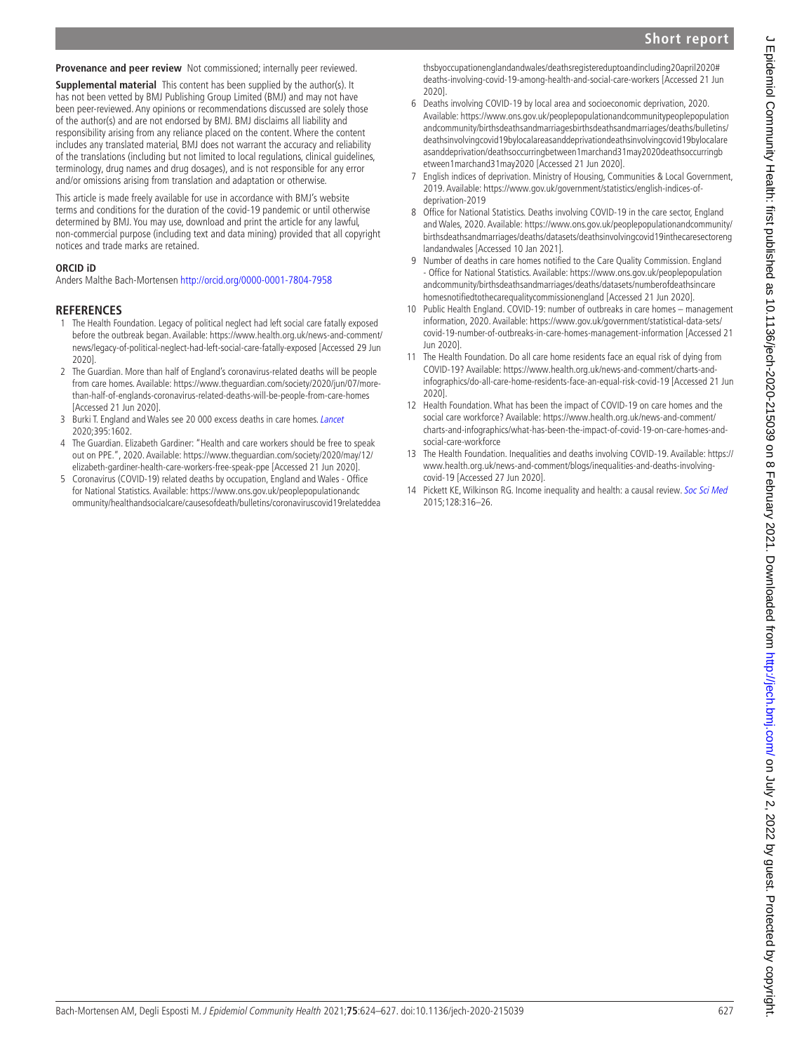**Provenance and peer review** Not commissioned; internally peer reviewed.

**Supplemental material** This content has been supplied by the author(s). It has not been vetted by BMJ Publishing Group Limited (BMJ) and may not have been peer-reviewed. Any opinions or recommendations discussed are solely those of the author(s) and are not endorsed by BMJ. BMJ disclaims all liability and responsibility arising from any reliance placed on the content. Where the content includes any translated material, BMJ does not warrant the accuracy and reliability of the translations (including but not limited to local regulations, clinical guidelines, terminology, drug names and drug dosages), and is not responsible for any error and/or omissions arising from translation and adaptation or otherwise.

This article is made freely available for use in accordance with BMJ's website terms and conditions for the duration of the covid-19 pandemic or until otherwise determined by BMJ. You may use, download and print the article for any lawful, non-commercial purpose (including text and data mining) provided that all copyright notices and trade marks are retained.

**ORCID iD**

Anders Malthe Bach-Mortensen http://orcid.org/0000-0001-7804-7958

## REFERENCES

1. The Health Foundation. Legacy of political neglect had left social care fatally exposed before the outbreak began. Available: https://www.health.org.uk/news-and-comment/news/legacy-of-political-neglect-had-left-social-care-fatally-exposed [Accessed 29 Jun 2020].
2. The Guardian. More than half of England's coronavirus-related deaths will be people from care homes. Available: https://www.theguardian.com/society/2020/jun/07/more-than-half-of-englands-coronavirus-related-deaths-will-be-people-from-care-homes [Accessed 21 Jun 2020].
3. Burki T. England and Wales see 20 000 excess deaths in care homes. *Lancet* 2020;395:1602.
4. The Guardian. Elizabeth Gardiner: "Health and care workers should be free to speak out on PPE.", 2020. Available: https://www.theguardian.com/society/2020/may/12/elizabeth-gardiner-health-care-workers-free-speak-ppe [Accessed 21 Jun 2020].
5. Coronavirus (COVID-19) related deaths by occupation, England and Wales - Office for National Statistics. Available: https://www.ons.gov.uk/peoplepopulationandcommunity/healthandsocialcare/causesofdeath/bulletins/coronaviruscovid19relateddeathsbyoccupationenglandandwales/deathsregistereduptoandincluding20april2020#deaths-involving-covid-19-among-health-and-social-care-workers [Accessed 21 Jun 2020].
6. Deaths involving COVID-19 by local area and socioeconomic deprivation, 2020. Available: https://www.ons.gov.uk/peoplepopulationandcommunitypeoplepopulationandcommunity/birthsdeathsandmarriagesbirthsdeathsandmarriages/deaths/bulletins/deathsinvolvingcovid19bylocalareasanddeprivationdeathsinvolvingcovid19bylocalareasanddeprivation/deathsoccurringbetween1marchand31may2020deathsoccurringbetween1marchand31may2020 [Accessed 21 Jun 2020].
7. English indices of deprivation. Ministry of Housing, Communities & Local Government, 2019. Available: https://www.gov.uk/government/statistics/english-indices-of-deprivation-2019
8. Office for National Statistics. Deaths involving COVID-19 in the care sector, England and Wales, 2020. Available: https://www.ons.gov.uk/peoplepopulationandcommunity/birthsdeathsandmarriages/deaths/datasets/deathsinvolvingcovid19inthecaresectorenglandandwales [Accessed 10 Jan 2021].
9. Number of deaths in care homes notified to the Care Quality Commission. England - Office for National Statistics. Available: https://www.ons.gov.uk/peoplepopulationandcommunity/birthsdeathsandmarriages/deaths/datasets/numberofdeathsincarehomesnotifiedtothecarequalitycommissionengland [Accessed 21 Jun 2020].
10. Public Health England. COVID-19: number of outbreaks in care homes – management information, 2020. Available: https://www.gov.uk/government/statistical-data-sets/covid-19-number-of-outbreaks-in-care-homes-management-information [Accessed 21 Jun 2020].
11. The Health Foundation. Do all care home residents face an equal risk of dying from COVID-19? Available: https://www.health.org.uk/news-and-comment/charts-and-infographics/do-all-care-home-residents-face-an-equal-risk-covid-19 [Accessed 21 Jun 2020].
12. Health Foundation. What has been the impact of COVID-19 on care homes and the social care workforce? Available: https://www.health.org.uk/news-and-comment/charts-and-infographics/what-has-been-the-impact-of-covid-19-on-care-homes-and-social-care-workforce
13. The Health Foundation. Inequalities and deaths involving COVID-19. Available: https://www.health.org.uk/news-and-comment/blogs/inequalities-and-deaths-involving-covid-19 [Accessed 27 Jun 2020].
14. Pickett KE, Wilkinson RG. Income inequality and health: a causal review. *Soc Sci Med* 2015;128:316–26.